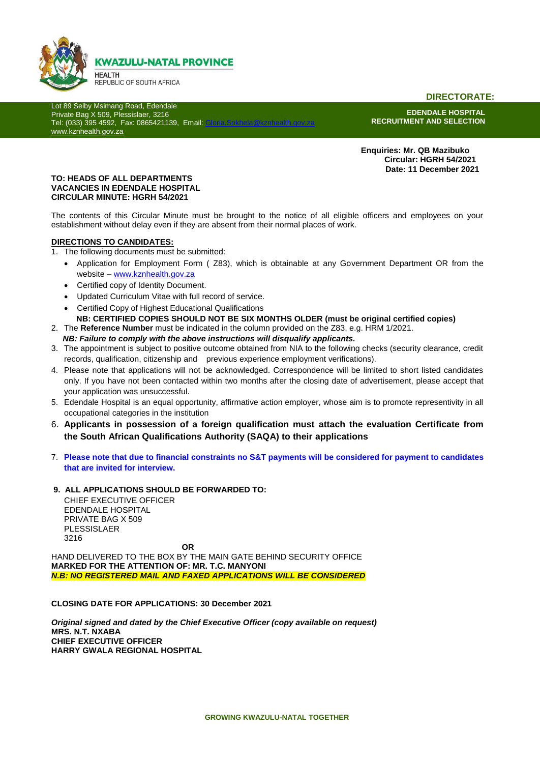**KWAZULU-NATAL PROVINCE**
HEALTH
REPUBLIC OF SOUTH AFRICA

**DIRECTORATE:**

Lot 89 Selby Msimang Road, Edendale
Private Bag X 509, Plessislaer, 3216
Tel: (033) 395 4592, Fax: 0865421139, Email: Gloria.Sokhela@kznhealth.gov.za
www.kznhealth.gov.za

**EDENDALE HOSPITAL**
**RECRUITMENT AND SELECTION**

**Enquiries: Mr. QB Mazibuko**
**Circular: HGRH 54/2021**
**Date: 11 December 2021**

**TO: HEADS OF ALL DEPARTMENTS**
**VACANCIES IN EDENDALE HOSPITAL**
**CIRCULAR MINUTE: HGRH 54/2021**

The contents of this Circular Minute must be brought to the notice of all eligible officers and employees on your establishment without delay even if they are absent from their normal places of work.

**DIRECTIONS TO CANDIDATES:**

1. The following documents must be submitted:
   - Application for Employment Form ( Z83), which is obtainable at any Government Department OR from the website – www.kznhealth.gov.za
   - Certified copy of Identity Document.
   - Updated Curriculum Vitae with full record of service.
   - Certified Copy of Highest Educational Qualifications

   **NB: CERTIFIED COPIES SHOULD NOT BE SIX MONTHS OLDER (must be original certified copies)**
2. The **Reference Number** must be indicated in the column provided on the Z83, e.g. HRM 1/2021.
   ***NB: Failure to comply with the above instructions will disqualify applicants.***
3. The appointment is subject to positive outcome obtained from NIA to the following checks (security clearance, credit records, qualification, citizenship and previous experience employment verifications).
4. Please note that applications will not be acknowledged. Correspondence will be limited to short listed candidates only. If you have not been contacted within two months after the closing date of advertisement, please accept that your application was unsuccessful.
5. Edendale Hospital is an equal opportunity, affirmative action employer, whose aim is to promote representivity in all occupational categories in the institution
6. **Applicants in possession of a foreign qualification must attach the evaluation Certificate from the South African Qualifications Authority (SAQA) to their applications**
7. **Please note that due to financial constraints no S&T payments will be considered for payment to candidates that are invited for interview.**

9. **ALL APPLICATIONS SHOULD BE FORWARDED TO:**
   CHIEF EXECUTIVE OFFICER
   EDENDALE HOSPITAL
   PRIVATE BAG X 509
   PLESSISLAER
   3216

**OR**

HAND DELIVERED TO THE BOX BY THE MAIN GATE BEHIND SECURITY OFFICE
**MARKED FOR THE ATTENTION OF: MR. T.C. MANYONI**
***N.B: NO REGISTERED MAIL AND FAXED APPLICATIONS WILL BE CONSIDERED***

**CLOSING DATE FOR APPLICATIONS: 30 December 2021**

***Original signed and dated by the Chief Executive Officer (copy available on request)***
**MRS. N.T. NXABA**
**CHIEF EXECUTIVE OFFICER**
**HARRY GWALA REGIONAL HOSPITAL**

**GROWING KWAZULU-NATAL TOGETHER**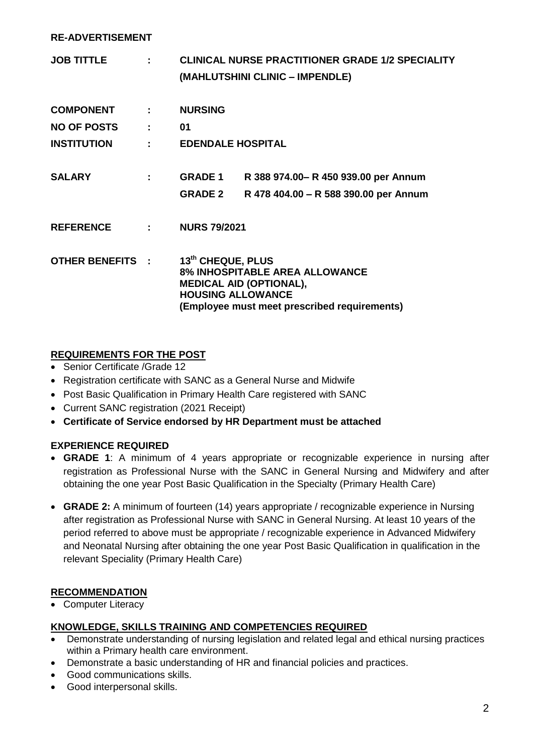**RE-ADVERTISEMENT**

| | | |
|---|---|---|
| **JOB TITTLE** | **:** | **CLINICAL NURSE PRACTITIONER GRADE 1/2 SPECIALITY (MAHLUTSHINI CLINIC – IMPENDLE)** |
| **COMPONENT** | **:** | **NURSING** |
| **NO OF POSTS** | **:** | **01** |
| **INSTITUTION** | **:** | **EDENDALE HOSPITAL** |
| **SALARY** | **:** | **GRADE 1 R 388 974.00– R 450 939.00 per Annum** |
| | | **GRADE 2 R 478 404.00 – R 588 390.00 per Annum** |
| **REFERENCE** | **:** | **NURS 79/2021** |
| **OTHER BENEFITS** | **:** | **13th CHEQUE, PLUS 8% INHOSPITABLE AREA ALLOWANCE MEDICAL AID (OPTIONAL), HOUSING ALLOWANCE (Employee must meet prescribed requirements)** |

## REQUIREMENTS FOR THE POST

- Senior Certificate /Grade 12
- Registration certificate with SANC as a General Nurse and Midwife
- Post Basic Qualification in Primary Health Care registered with SANC
- Current SANC registration (2021 Receipt)
- **Certificate of Service endorsed by HR Department must be attached**

## EXPERIENCE REQUIRED

- **GRADE 1**: A minimum of 4 years appropriate or recognizable experience in nursing after registration as Professional Nurse with the SANC in General Nursing and Midwifery and after obtaining the one year Post Basic Qualification in the Specialty (Primary Health Care)
- **GRADE 2:** A minimum of fourteen (14) years appropriate / recognizable experience in Nursing after registration as Professional Nurse with SANC in General Nursing. At least 10 years of the period referred to above must be appropriate / recognizable experience in Advanced Midwifery and Neonatal Nursing after obtaining the one year Post Basic Qualification in qualification in the relevant Speciality (Primary Health Care)

## RECOMMENDATION

- Computer Literacy

## KNOWLEDGE, SKILLS TRAINING AND COMPETENCIES REQUIRED

- Demonstrate understanding of nursing legislation and related legal and ethical nursing practices within a Primary health care environment.
- Demonstrate a basic understanding of HR and financial policies and practices.
- Good communications skills.
- Good interpersonal skills.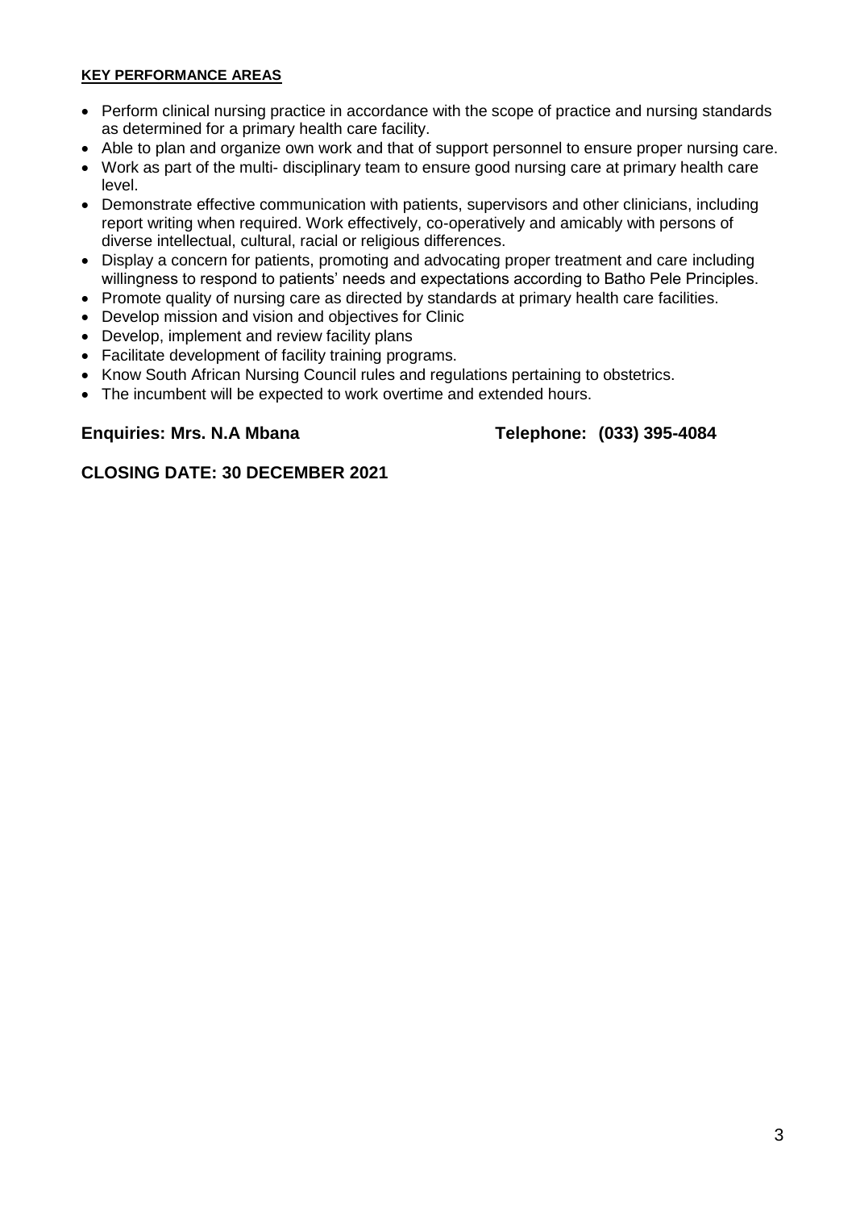**KEY PERFORMANCE AREAS**

- Perform clinical nursing practice in accordance with the scope of practice and nursing standards as determined for a primary health care facility.
- Able to plan and organize own work and that of support personnel to ensure proper nursing care.
- Work as part of the multi- disciplinary team to ensure good nursing care at primary health care level.
- Demonstrate effective communication with patients, supervisors and other clinicians, including report writing when required. Work effectively, co-operatively and amicably with persons of diverse intellectual, cultural, racial or religious differences.
- Display a concern for patients, promoting and advocating proper treatment and care including willingness to respond to patients' needs and expectations according to Batho Pele Principles.
- Promote quality of nursing care as directed by standards at primary health care facilities.
- Develop mission and vision and objectives for Clinic
- Develop, implement and review facility plans
- Facilitate development of facility training programs.
- Know South African Nursing Council rules and regulations pertaining to obstetrics.
- The incumbent will be expected to work overtime and extended hours.

**Enquiries: Mrs. N.A Mbana** **Telephone: (033) 395-4084**

**CLOSING DATE: 30 DECEMBER 2021**